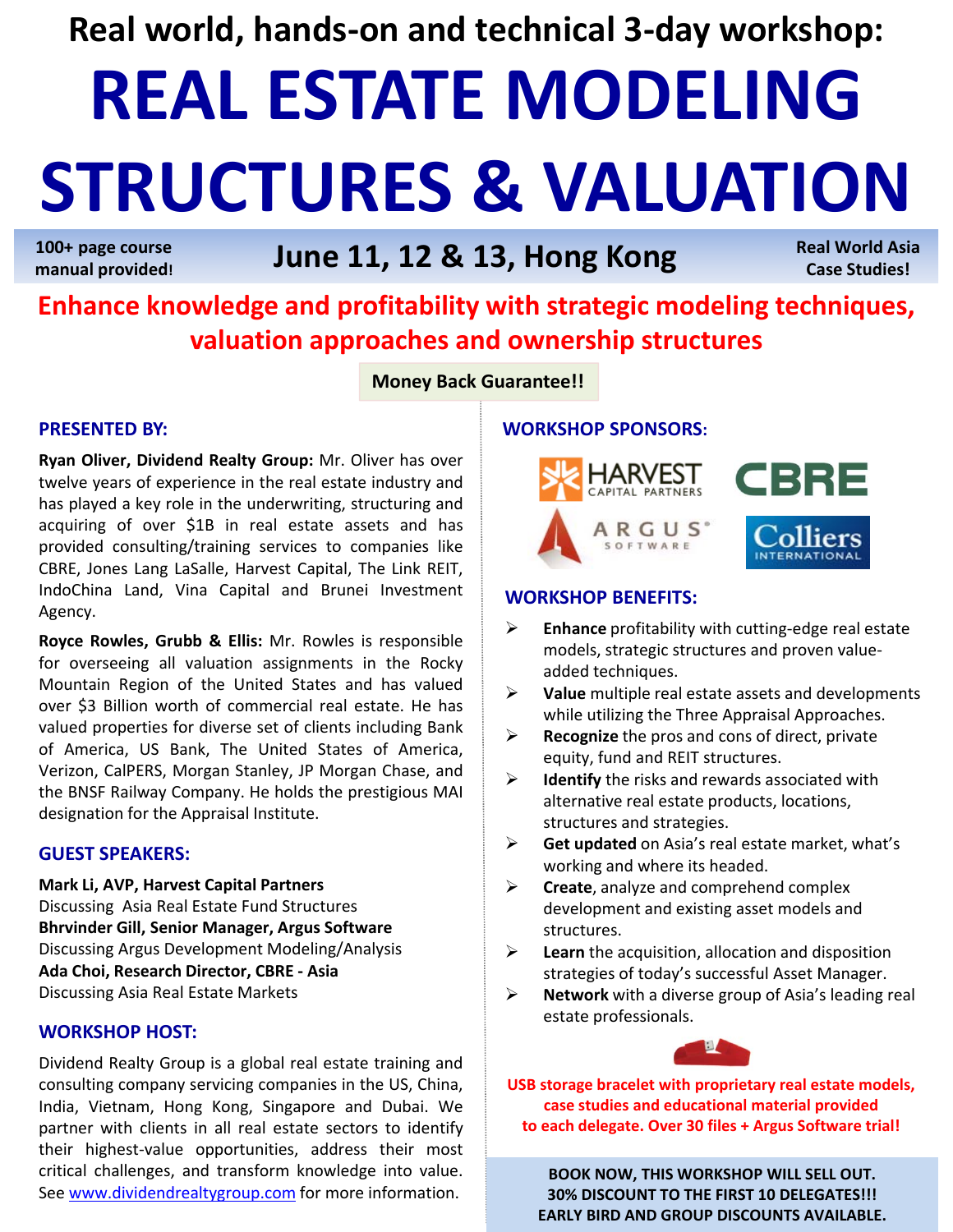# Real world, hands-on and technical 3-day workshop:

# REAL ESTATE MODELING STRUCTURES & VALUATION

**100+ page course manual provided!**

## June 11, 12 & 13, Hong Kong

**Real World Asia Case Studies!**

**Enhance knowledge and profitability with strategic modeling techniques, valuation approaches and ownership structures**

**Money Back Guarantee!!**

### PRESENTED BY:

**Ryan Oliver, Dividend Realty Group:** Mr. Oliver has over twelve years of experience in the real estate industry and has played a key role in the underwriting, structuring and acquiring of over $1B in real estate assets and has provided consulting/training services to companies like CBRE, Jones Lang LaSalle, Harvest Capital, The Link REIT, IndoChina Land, Vina Capital and Brunei Investment Agency.

**Royce Rowles, Grubb & Ellis:** Mr. Rowles is responsible for overseeing all valuation assignments in the Rocky Mountain Region of the United States and has valued over $3 Billion worth of commercial real estate. He has valued properties for diverse set of clients including Bank of America, US Bank, The United States of America, Verizon, CalPERS, Morgan Stanley, JP Morgan Chase, and the BNSF Railway Company. He holds the prestigious MAI designation for the Appraisal Institute.

### GUEST SPEAKERS:

**Mark Li, AVP, Harvest Capital Partners**
Discussing Asia Real Estate Fund Structures
**Bhrvinder Gill, Senior Manager, Argus Software**
Discussing Argus Development Modeling/Analysis
**Ada Choi, Research Director, CBRE - Asia**
Discussing Asia Real Estate Markets

### WORKSHOP HOST:

Dividend Realty Group is a global real estate training and consulting company servicing companies in the US, China, India, Vietnam, Hong Kong, Singapore and Dubai. We partner with clients in all real estate sectors to identify their highest-value opportunities, address their most critical challenges, and transform knowledge into value. See www.dividendrealtygroup.com for more information.

### WORKSHOP SPONSORS:

HARVEST CAPITAL PARTNERS, CBRE, ARGUS SOFTWARE, Colliers INTERNATIONAL

### WORKSHOP BENEFITS:

- **Enhance** profitability with cutting-edge real estate models, strategic structures and proven value-added techniques.
- **Value** multiple real estate assets and developments while utilizing the Three Appraisal Approaches.
- **Recognize** the pros and cons of direct, private equity, fund and REIT structures.
- **Identify** the risks and rewards associated with alternative real estate products, locations, structures and strategies.
- **Get updated** on Asia's real estate market, what's working and where its headed.
- **Create**, analyze and comprehend complex development and existing asset models and structures.
- **Learn** the acquisition, allocation and disposition strategies of today's successful Asset Manager.
- **Network** with a diverse group of Asia's leading real estate professionals.

**USB storage bracelet with proprietary real estate models, case studies and educational material provided to each delegate. Over 30 files + Argus Software trial!**

**BOOK NOW, THIS WORKSHOP WILL SELL OUT.**
**30% DISCOUNT TO THE FIRST 10 DELEGATES!!!**
**EARLY BIRD AND GROUP DISCOUNTS AVAILABLE.**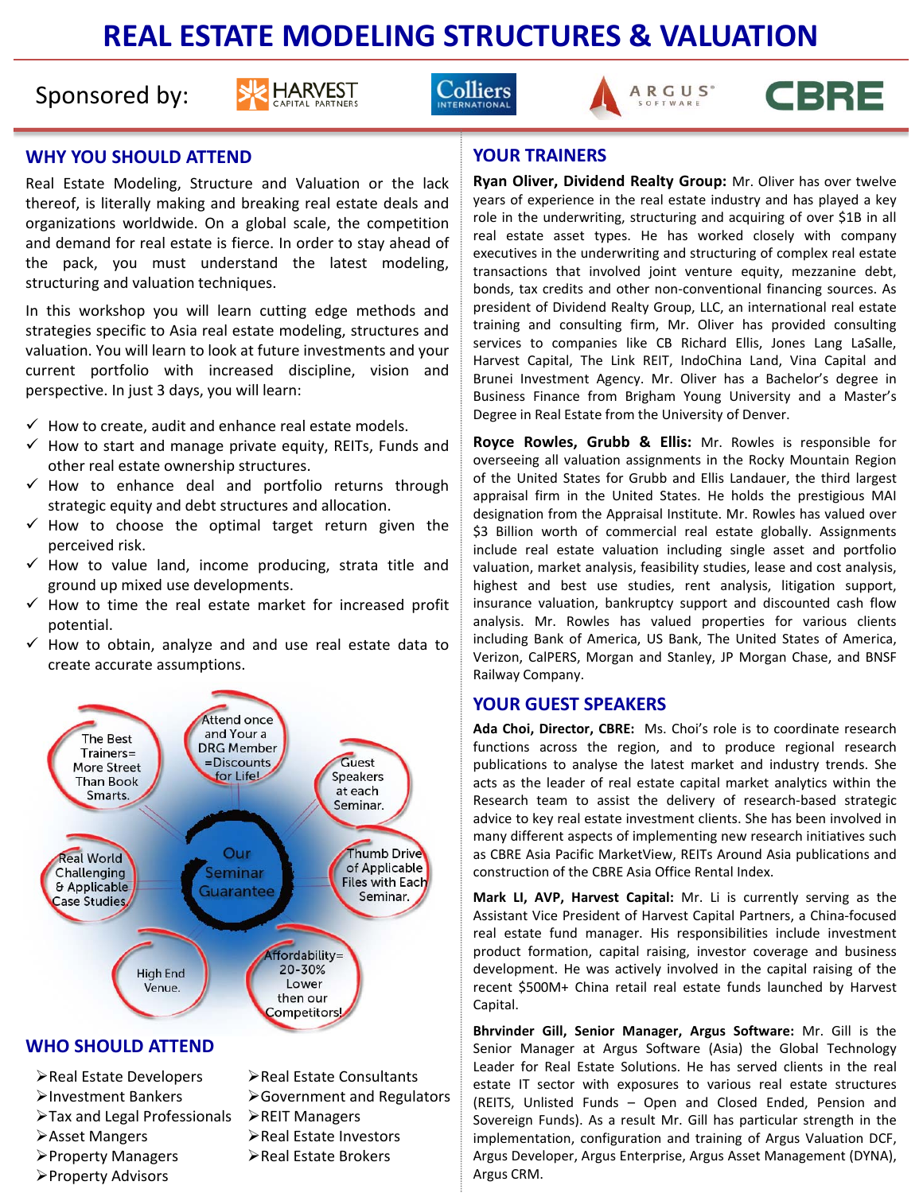# REAL ESTATE MODELING STRUCTURES & VALUATION

Sponsored by: HARVEST CAPITAL PARTNERS | Colliers INTERNATIONAL | ARGUS SOFTWARE | CBRE

## WHY YOU SHOULD ATTEND

Real Estate Modeling, Structure and Valuation or the lack thereof, is literally making and breaking real estate deals and organizations worldwide. On a global scale, the competition and demand for real estate is fierce. In order to stay ahead of the pack, you must understand the latest modeling, structuring and valuation techniques.

In this workshop you will learn cutting edge methods and strategies specific to Asia real estate modeling, structures and valuation. You will learn to look at future investments and your current portfolio with increased discipline, vision and perspective. In just 3 days, you will learn:

- ✓ How to create, audit and enhance real estate models.
- ✓ How to start and manage private equity, REITs, Funds and other real estate ownership structures.
- ✓ How to enhance deal and portfolio returns through strategic equity and debt structures and allocation.
- ✓ How to choose the optimal target return given the perceived risk.
- ✓ How to value land, income producing, strata title and ground up mixed use developments.
- ✓ How to time the real estate market for increased profit potential.
- ✓ How to obtain, analyze and and use real estate data to create accurate assumptions.

**Our Seminar Guarantee**

- The Best Trainers= More Street Than Book Smarts.
- Attend once and Your a DRG Member =Discounts for Life!
- Guest Speakers at each Seminar.
- Thumb Drive of Applicable Files with Each Seminar.
- Affordability= 20-30% Lower then our Competitors!
- High End Venue.
- Real World Challenging & Applicable Case Studies.

## WHO SHOULD ATTEND

- ➢Real Estate Developers
- ➢Investment Bankers
- ➢Tax and Legal Professionals
- ➢Asset Mangers
- ➢Property Managers
- ➢Property Advisors
- ➢Real Estate Consultants
- ➢Government and Regulators
- ➢REIT Managers
- ➢Real Estate Investors
- ➢Real Estate Brokers

## YOUR TRAINERS

**Ryan Oliver, Dividend Realty Group:** Mr. Oliver has over twelve years of experience in the real estate industry and has played a key role in the underwriting, structuring and acquiring of over $1B in all real estate asset types. He has worked closely with company executives in the underwriting and structuring of complex real estate transactions that involved joint venture equity, mezzanine debt, bonds, tax credits and other non-conventional financing sources. As president of Dividend Realty Group, LLC, an international real estate training and consulting firm, Mr. Oliver has provided consulting services to companies like CB Richard Ellis, Jones Lang LaSalle, Harvest Capital, The Link REIT, IndoChina Land, Vina Capital and Brunei Investment Agency. Mr. Oliver has a Bachelor's degree in Business Finance from Brigham Young University and a Master's Degree in Real Estate from the University of Denver.

**Royce Rowles, Grubb & Ellis:** Mr. Rowles is responsible for overseeing all valuation assignments in the Rocky Mountain Region of the United States for Grubb and Ellis Landauer, the third largest appraisal firm in the United States. He holds the prestigious MAI designation from the Appraisal Institute. Mr. Rowles has valued over $3 Billion worth of commercial real estate globally. Assignments include real estate valuation including single asset and portfolio valuation, market analysis, feasibility studies, lease and cost analysis, highest and best use studies, rent analysis, litigation support, insurance valuation, bankruptcy support and discounted cash flow analysis. Mr. Rowles has valued properties for various clients including Bank of America, US Bank, The United States of America, Verizon, CalPERS, Morgan and Stanley, JP Morgan Chase, and BNSF Railway Company.

## YOUR GUEST SPEAKERS

**Ada Choi, Director, CBRE:** Ms. Choi's role is to coordinate research functions across the region, and to produce regional research publications to analyse the latest market and industry trends. She acts as the leader of real estate capital market analytics within the Research team to assist the delivery of research-based strategic advice to key real estate investment clients. She has been involved in many different aspects of implementing new research initiatives such as CBRE Asia Pacific MarketView, REITs Around Asia publications and construction of the CBRE Asia Office Rental Index.

**Mark LI, AVP, Harvest Capital:** Mr. Li is currently serving as the Assistant Vice President of Harvest Capital Partners, a China-focused real estate fund manager. His responsibilities include investment product formation, capital raising, investor coverage and business development. He was actively involved in the capital raising of the recent $500M+ China retail real estate funds launched by Harvest Capital.

**Bhrvinder Gill, Senior Manager, Argus Software:** Mr. Gill is the Senior Manager at Argus Software (Asia) the Global Technology Leader for Real Estate Solutions. He has served clients in the real estate IT sector with exposures to various real estate structures (REITS, Unlisted Funds – Open and Closed Ended, Pension and Sovereign Funds). As a result Mr. Gill has particular strength in the implementation, configuration and training of Argus Valuation DCF, Argus Developer, Argus Enterprise, Argus Asset Management (DYNA), Argus CRM.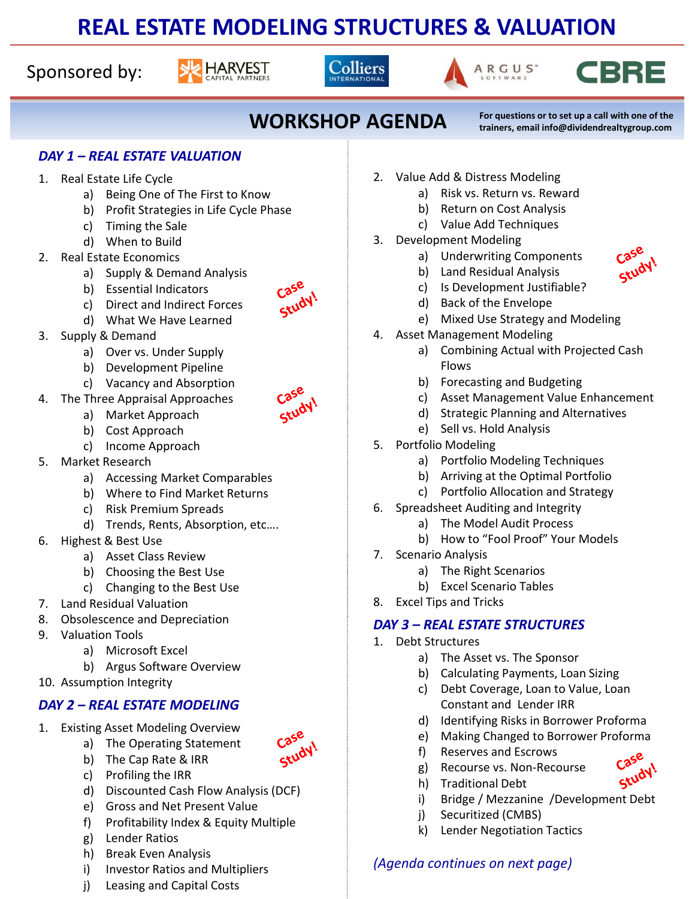# REAL ESTATE MODELING STRUCTURES & VALUATION

Sponsored by: HARVEST CAPITAL PARTNERS, Colliers INTERNATIONAL, ARGUS SOFTWARE, CBRE

## WORKSHOP AGENDA

For questions or to set up a call with one of the trainers, email info@dividendrealtygroup.com

### *DAY 1 – REAL ESTATE VALUATION*

1. Real Estate Life Cycle
   a) Being One of The First to Know
   b) Profit Strategies in Life Cycle Phase
   c) Timing the Sale
   d) When to Build
2. Real Estate Economics *(Case Study!)*
   a) Supply & Demand Analysis
   b) Essential Indicators
   c) Direct and Indirect Forces
   d) What We Have Learned
3. Supply & Demand
   a) Over vs. Under Supply
   b) Development Pipeline
   c) Vacancy and Absorption
4. The Three Appraisal Approaches *(Case Study!)*
   a) Market Approach
   b) Cost Approach
   c) Income Approach
5. Market Research
   a) Accessing Market Comparables
   b) Where to Find Market Returns
   c) Risk Premium Spreads
   d) Trends, Rents, Absorption, etc….
6. Highest & Best Use
   a) Asset Class Review
   b) Choosing the Best Use
   c) Changing to the Best Use
7. Land Residual Valuation
8. Obsolescence and Depreciation
9. Valuation Tools
   a) Microsoft Excel
   b) Argus Software Overview
10. Assumption Integrity

### *DAY 2 – REAL ESTATE MODELING*

1. Existing Asset Modeling Overview *(Case Study!)*
   a) The Operating Statement
   b) The Cap Rate & IRR
   c) Profiling the IRR
   d) Discounted Cash Flow Analysis (DCF)
   e) Gross and Net Present Value
   f) Profitability Index & Equity Multiple
   g) Lender Ratios
   h) Break Even Analysis
   i) Investor Ratios and Multipliers
   j) Leasing and Capital Costs
2. Value Add & Distress Modeling
   a) Risk vs. Return vs. Reward
   b) Return on Cost Analysis
   c) Value Add Techniques
3. Development Modeling *(Case Study!)*
   a) Underwriting Components
   b) Land Residual Analysis
   c) Is Development Justifiable?
   d) Back of the Envelope
   e) Mixed Use Strategy and Modeling
4. Asset Management Modeling
   a) Combining Actual with Projected Cash Flows
   b) Forecasting and Budgeting
   c) Asset Management Value Enhancement
   d) Strategic Planning and Alternatives
   e) Sell vs. Hold Analysis
5. Portfolio Modeling
   a) Portfolio Modeling Techniques
   b) Arriving at the Optimal Portfolio
   c) Portfolio Allocation and Strategy
6. Spreadsheet Auditing and Integrity
   a) The Model Audit Process
   b) How to "Fool Proof" Your Models
7. Scenario Analysis
   a) The Right Scenarios
   b) Excel Scenario Tables
8. Excel Tips and Tricks

### *DAY 3 – REAL ESTATE STRUCTURES*

1. Debt Structures *(Case Study!)*
   a) The Asset vs. The Sponsor
   b) Calculating Payments, Loan Sizing
   c) Debt Coverage, Loan to Value, Loan Constant and Lender IRR
   d) Identifying Risks in Borrower Proforma
   e) Making Changed to Borrower Proforma
   f) Reserves and Escrows
   g) Recourse vs. Non-Recourse
   h) Traditional Debt
   i) Bridge / Mezzanine /Development Debt
   j) Securitized (CMBS)
   k) Lender Negotiation Tactics

*(Agenda continues on next page)*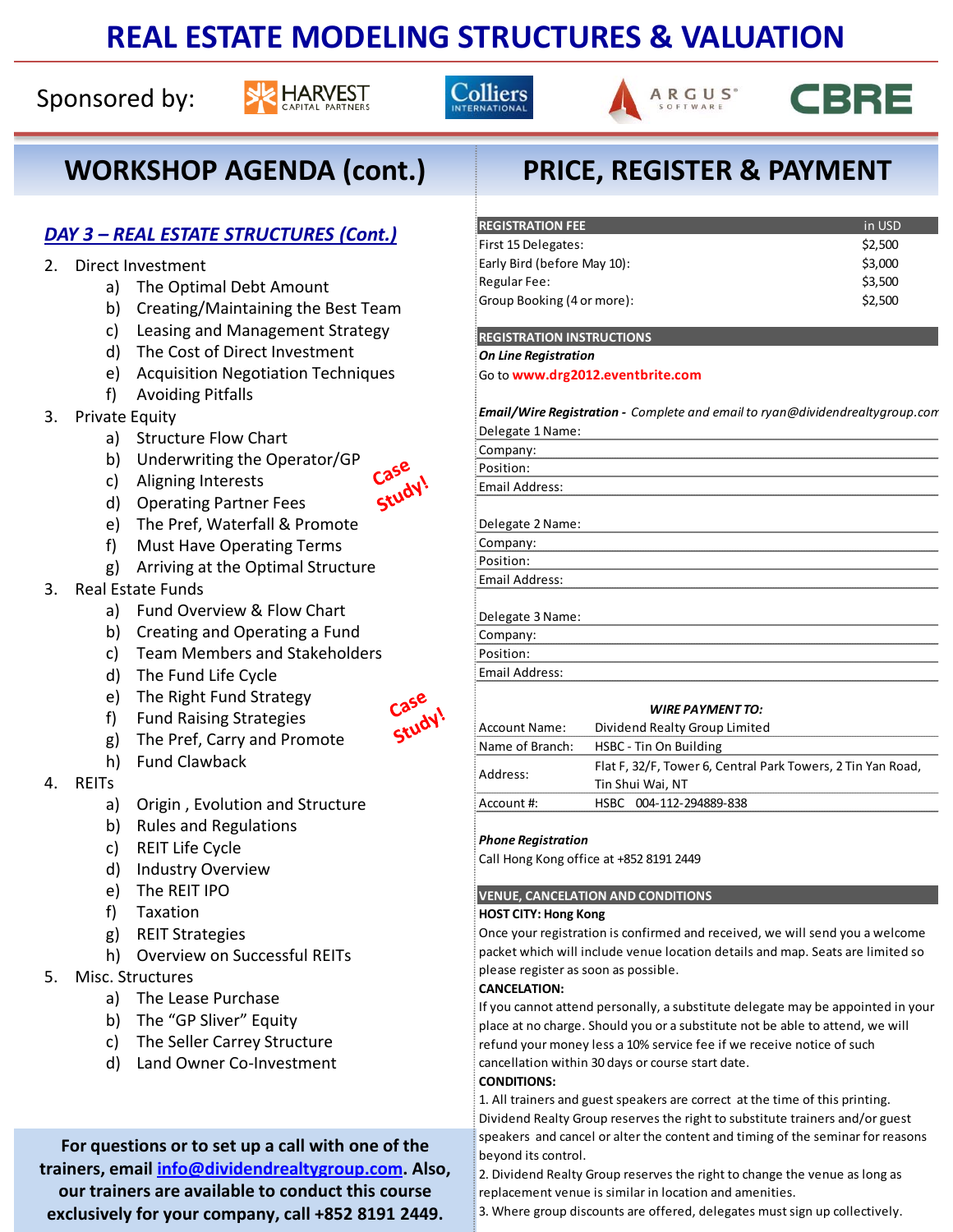# REAL ESTATE MODELING STRUCTURES & VALUATION

Sponsored by: HARVEST CAPITAL PARTNERS, Colliers INTERNATIONAL, ARGUS SOFTWARE, CBRE

## WORKSHOP AGENDA (cont.)

### *DAY 3 – REAL ESTATE STRUCTURES (Cont.)*

2. Direct Investment
   a) The Optimal Debt Amount
   b) Creating/Maintaining the Best Team
   c) Leasing and Management Strategy
   d) The Cost of Direct Investment
   e) Acquisition Negotiation Techniques
   f) Avoiding Pitfalls
3. Private Equity
   a) Structure Flow Chart
   b) Underwriting the Operator/GP
   c) Aligning Interests
   d) Operating Partner Fees
   e) The Pref, Waterfall & Promote
   f) Must Have Operating Terms
   g) Arriving at the Optimal Structure

   Case Study!
3. Real Estate Funds
   a) Fund Overview & Flow Chart
   b) Creating and Operating a Fund
   c) Team Members and Stakeholders
   d) The Fund Life Cycle
   e) The Right Fund Strategy
   f) Fund Raising Strategies
   g) The Pref, Carry and Promote
   h) Fund Clawback

   Case Study!
4. REITs
   a) Origin , Evolution and Structure
   b) Rules and Regulations
   c) REIT Life Cycle
   d) Industry Overview
   e) The REIT IPO
   f) Taxation
   g) REIT Strategies
   h) Overview on Successful REITs
5. Misc. Structures
   a) The Lease Purchase
   b) The "GP Sliver" Equity
   c) The Seller Carrey Structure
   d) Land Owner Co-Investment

**For questions or to set up a call with one of the trainers, email info@dividendrealtygroup.com. Also, our trainers are available to conduct this course exclusively for your company, call +852 8191 2449.**

## PRICE, REGISTER & PAYMENT

| REGISTRATION FEE | in USD |
|---|---|
| First 15 Delegates: | $2,500 |
| Early Bird (before May 10): | $3,000 |
| Regular Fee: | $3,500 |
| Group Booking (4 or more): | $2,500 |

**REGISTRATION INSTRUCTIONS**

***On Line Registration***

Go to **www.drg2012.eventbrite.com**

***Email/Wire Registration -*** *Complete and email to ryan@dividendrealtygroup.com*

Delegate 1 Name:
Company:
Position:
Email Address:

Delegate 2 Name:
Company:
Position:
Email Address:

Delegate 3 Name:
Company:
Position:
Email Address:

***WIRE PAYMENT TO:***

| | |
|---|---|
| Account Name: | Dividend Realty Group Limited |
| Name of Branch: | HSBC - Tin On Building |
| Address: | Flat F, 32/F, Tower 6, Central Park Towers, 2 Tin Yan Road, Tin Shui Wai, NT |
| Account #: | HSBC 004-112-294889-838 |

***Phone Registration***

Call Hong Kong office at +852 8191 2449

**VENUE, CANCELATION AND CONDITIONS**

**HOST CITY: Hong Kong**

Once your registration is confirmed and received, we will send you a welcome packet which will include venue location details and map. Seats are limited so please register as soon as possible.

**CANCELATION:**

If you cannot attend personally, a substitute delegate may be appointed in your place at no charge. Should you or a substitute not be able to attend, we will refund your money less a 10% service fee if we receive notice of such cancellation within 30 days or course start date.

**CONDITIONS:**

1. All trainers and guest speakers are correct at the time of this printing. Dividend Realty Group reserves the right to substitute trainers and/or guest speakers and cancel or alter the content and timing of the seminar for reasons beyond its control.
2. Dividend Realty Group reserves the right to change the venue as long as replacement venue is similar in location and amenities.
3. Where group discounts are offered, delegates must sign up collectively.